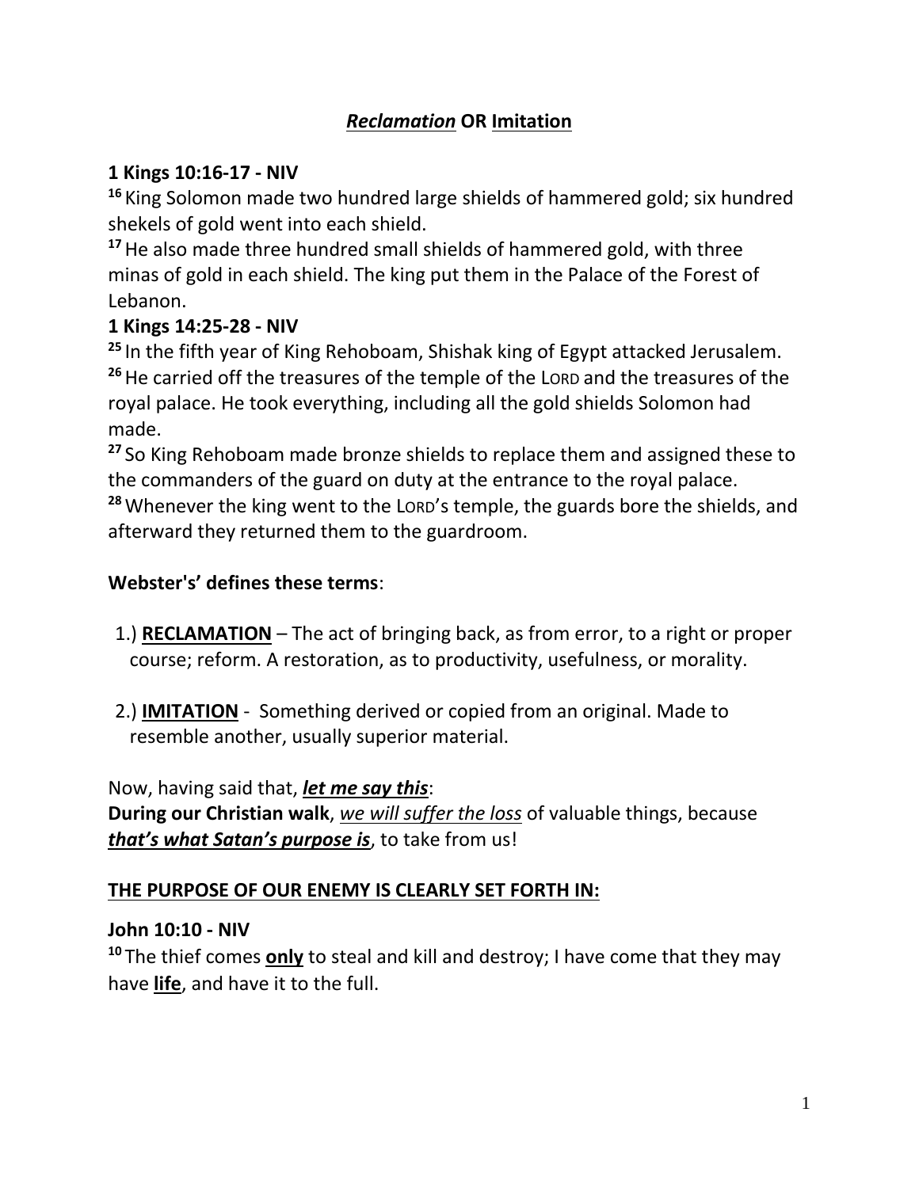# ***Reclamation*** **OR** **Imitation**

**1 Kings 10:16-17 - NIV**

[16] King Solomon made two hundred large shields of hammered gold; six hundred shekels of gold went into each shield.

[17] He also made three hundred small shields of hammered gold, with three minas of gold in each shield. The king put them in the Palace of the Forest of Lebanon.

**1 Kings 14:25-28 - NIV**

[25] In the fifth year of King Rehoboam, Shishak king of Egypt attacked Jerusalem.

[26] He carried off the treasures of the temple of the LORD and the treasures of the royal palace. He took everything, including all the gold shields Solomon had made.

[27] So King Rehoboam made bronze shields to replace them and assigned these to the commanders of the guard on duty at the entrance to the royal palace.

[28] Whenever the king went to the LORD's temple, the guards bore the shields, and afterward they returned them to the guardroom.

**Webster's' defines these terms**:

1.) **RECLAMATION** – The act of bringing back, as from error, to a right or proper course; reform. A restoration, as to productivity, usefulness, or morality.

2.) **IMITATION** - Something derived or copied from an original. Made to resemble another, usually superior material.

Now, having said that, ***let me say this***:

**During our Christian walk**, *we will suffer the loss* of valuable things, because ***that's what Satan's purpose is***, to take from us!

**THE PURPOSE OF OUR ENEMY IS CLEARLY SET FORTH IN:**

**John 10:10 - NIV**

[10] The thief comes **only** to steal and kill and destroy; I have come that they may have **life**, and have it to the full.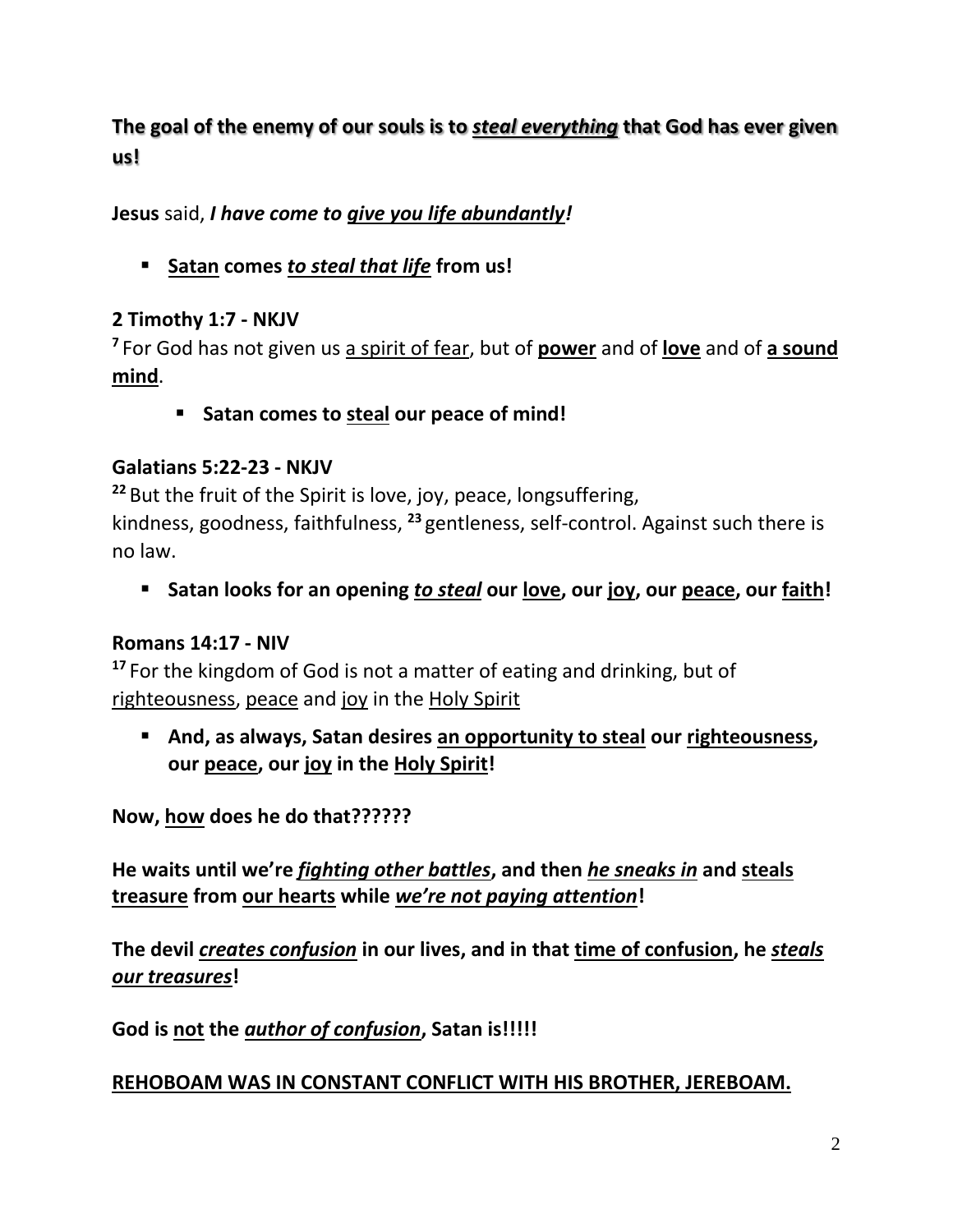**The goal of the enemy of our souls is to *<u>steal everything</u>* that God has ever given us!**

**Jesus** said, ***I have come to <u>give you life abundantly</u>!***

- **<u>Satan</u> comes *<u>to steal that life</u>* from us!**

**2 Timothy 1:7 - NKJV**

[7] For God has not given us <u>a spirit of fear</u>, but of **<u>power</u>** and of **<u>love</u>** and of **<u>a sound mind</u>**.

- **Satan comes to <u>steal</u> our peace of mind!**

**Galatians 5:22-23 - NKJV**

[22] But the fruit of the Spirit is love, joy, peace, longsuffering, kindness, goodness, faithfulness, [23] gentleness, self-control. Against such there is no law.

- **Satan looks for an opening *<u>to steal</u>* our <u>love</u>, our <u>joy</u>, our <u>peace</u>, our <u>faith</u>!**

**Romans 14:17 - NIV**

[17] For the kingdom of God is not a matter of eating and drinking, but of <u>righteousness</u>, <u>peace</u> and <u>joy</u> in the <u>Holy Spirit</u>

- **And, as always, Satan desires <u>an opportunity to steal</u> our <u>righteousness</u>, our <u>peace</u>, our <u>joy</u> in the <u>Holy Spirit</u>!**

**Now, <u>how</u> does he do that??????**

**He waits until we're *<u>fighting other battles</u>*, and then *<u>he sneaks in</u>* and <u>steals treasure</u> from <u>our hearts</u> while *<u>we're not paying attention</u>*!**

**The devil *<u>creates confusion</u>* in our lives, and in that <u>time of confusion</u>, he *<u>steals our treasures</u>*!**

**God is <u>not</u> the *<u>author of confusion</u>*, Satan is!!!!!**

**<u>REHOBOAM WAS IN CONSTANT CONFLICT WITH HIS BROTHER, JEREBOAM.</u>**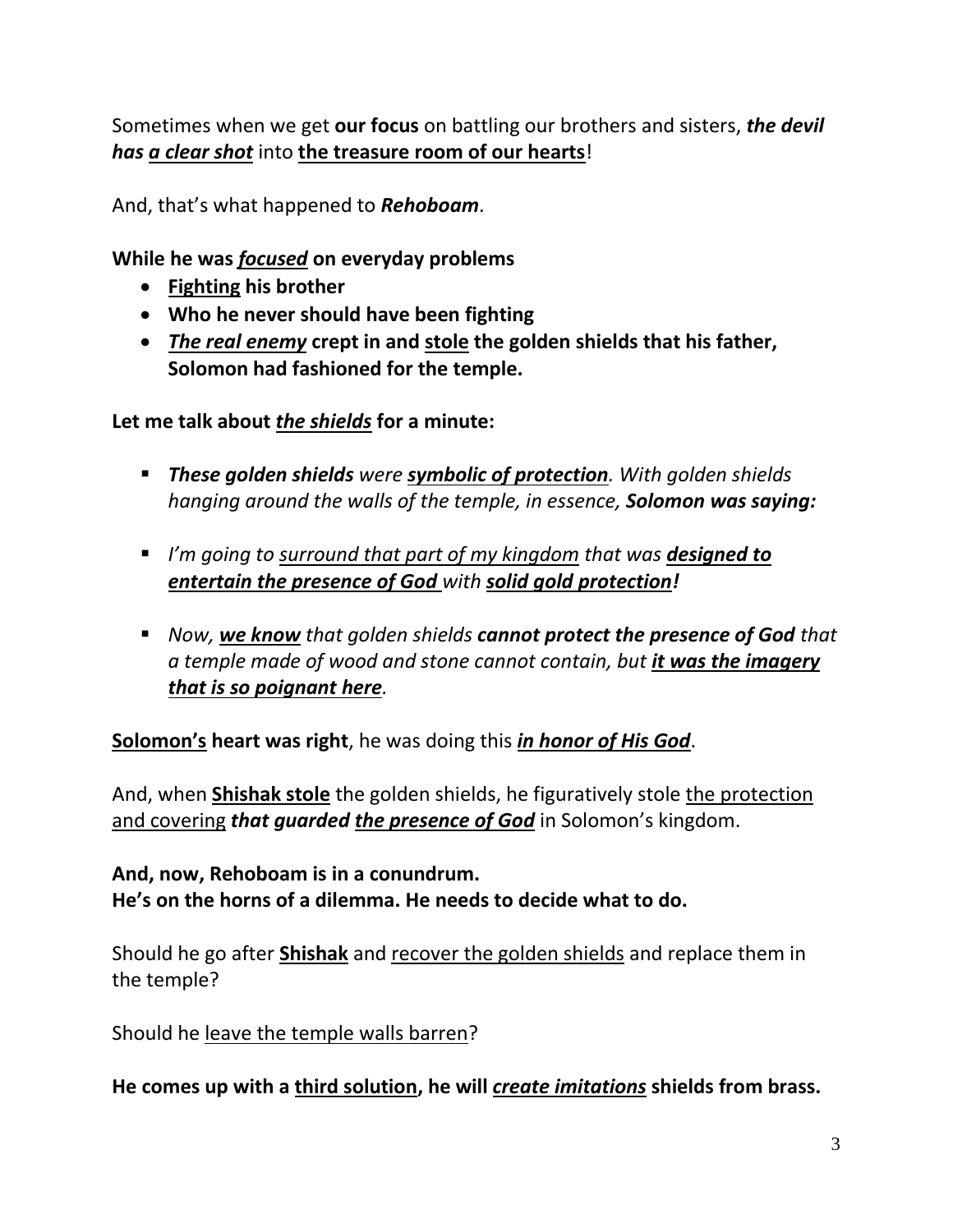Sometimes when we get **our focus** on battling our brothers and sisters, ***the devil has <u>a clear shot</u>*** into **<u>the treasure room of our hearts</u>**!

And, that's what happened to ***Rehoboam***.

**While he was *<u>focused</u>* on everyday problems**

- **<u>Fighting</u> his brother**
- **Who he never should have been fighting**
- ***<u>The real enemy</u>* crept in and <u>stole</u> the golden shields that his father, Solomon had fashioned for the temple.**

**Let me talk about *<u>the shields</u>* for a minute:**

- ***These golden shields** were **<u>symbolic of protection</u>**. With golden shields hanging around the walls of the temple, in essence, **Solomon was saying:***
- *I'm going to <u>surround that part of my kingdom</u> that was **<u>designed to entertain the presence of God</u>** with **<u>solid gold protection</u>!***
- *Now, **<u>we know</u>** that golden shields **cannot protect the presence of God** that a temple made of wood and stone cannot contain, but **<u>it was the imagery that is so poignant here</u>**.*

**<u>Solomon's</u> heart was right**, he was doing this ***<u>in honor of His God</u>***.

And, when **<u>Shishak stole</u>** the golden shields, he figuratively stole <u>the protection and covering</u> ***that guarded <u>the presence of God</u>*** in Solomon's kingdom.

**And, now, Rehoboam is in a conundrum.**
**He's on the horns of a dilemma. He needs to decide what to do.**

Should he go after **<u>Shishak</u>** and <u>recover the golden shields</u> and replace them in the temple?

Should he <u>leave the temple walls barren</u>?

**He comes up with a <u>third solution</u>, he will *<u>create imitations</u>* shields from brass.**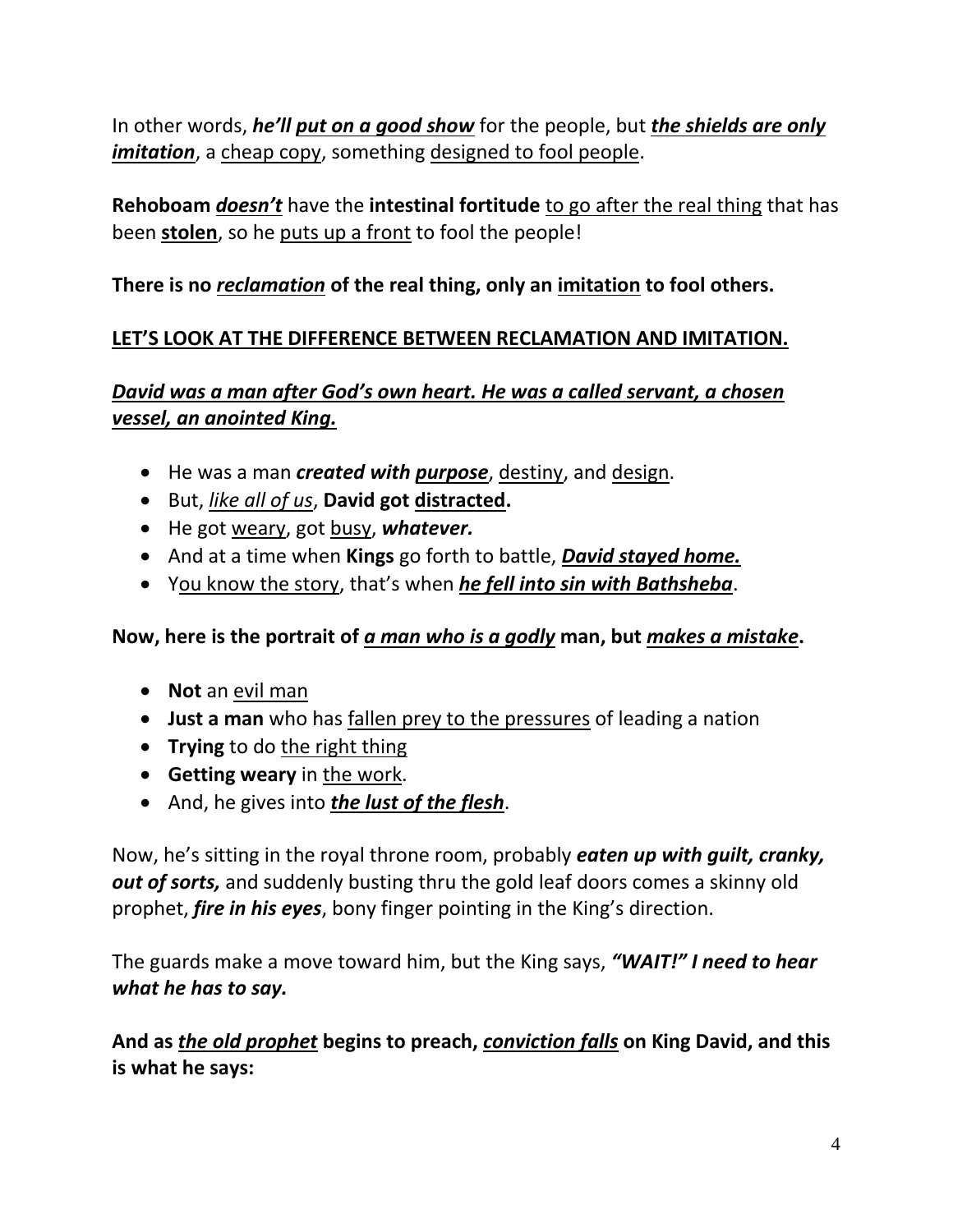In other words, ***he'll put on a good show*** for the people, but ***the shields are only imitation***, a cheap copy, something designed to fool people.

**Rehoboam *doesn't*** have the **intestinal fortitude** to go after the real thing that has been **stolen**, so he puts up a front to fool the people!

**There is no *reclamation* of the real thing, only an imitation to fool others.**

**LET'S LOOK AT THE DIFFERENCE BETWEEN RECLAMATION AND IMITATION.**

***David was a man after God's own heart. He was a called servant, a chosen vessel, an anointed King.***

- He was a man ***created with purpose***, destiny, and design.
- But, *like all of us*, **David got distracted.**
- He got weary, got busy, ***whatever.***
- And at a time when **Kings** go forth to battle, ***David stayed home.***
- You know the story, that's when ***he fell into sin with Bathsheba***.

**Now, here is the portrait of *a man who is a godly* man, but *makes a mistake*.**

- **Not** an evil man
- **Just a man** who has fallen prey to the pressures of leading a nation
- **Trying** to do the right thing
- **Getting weary** in the work.
- And, he gives into ***the lust of the flesh***.

Now, he's sitting in the royal throne room, probably ***eaten up with guilt, cranky, out of sorts,*** and suddenly busting thru the gold leaf doors comes a skinny old prophet, ***fire in his eyes***, bony finger pointing in the King's direction.

The guards make a move toward him, but the King says, ***"WAIT!" I need to hear what he has to say.***

**And as *the old prophet* begins to preach, *conviction falls* on King David, and this is what he says:**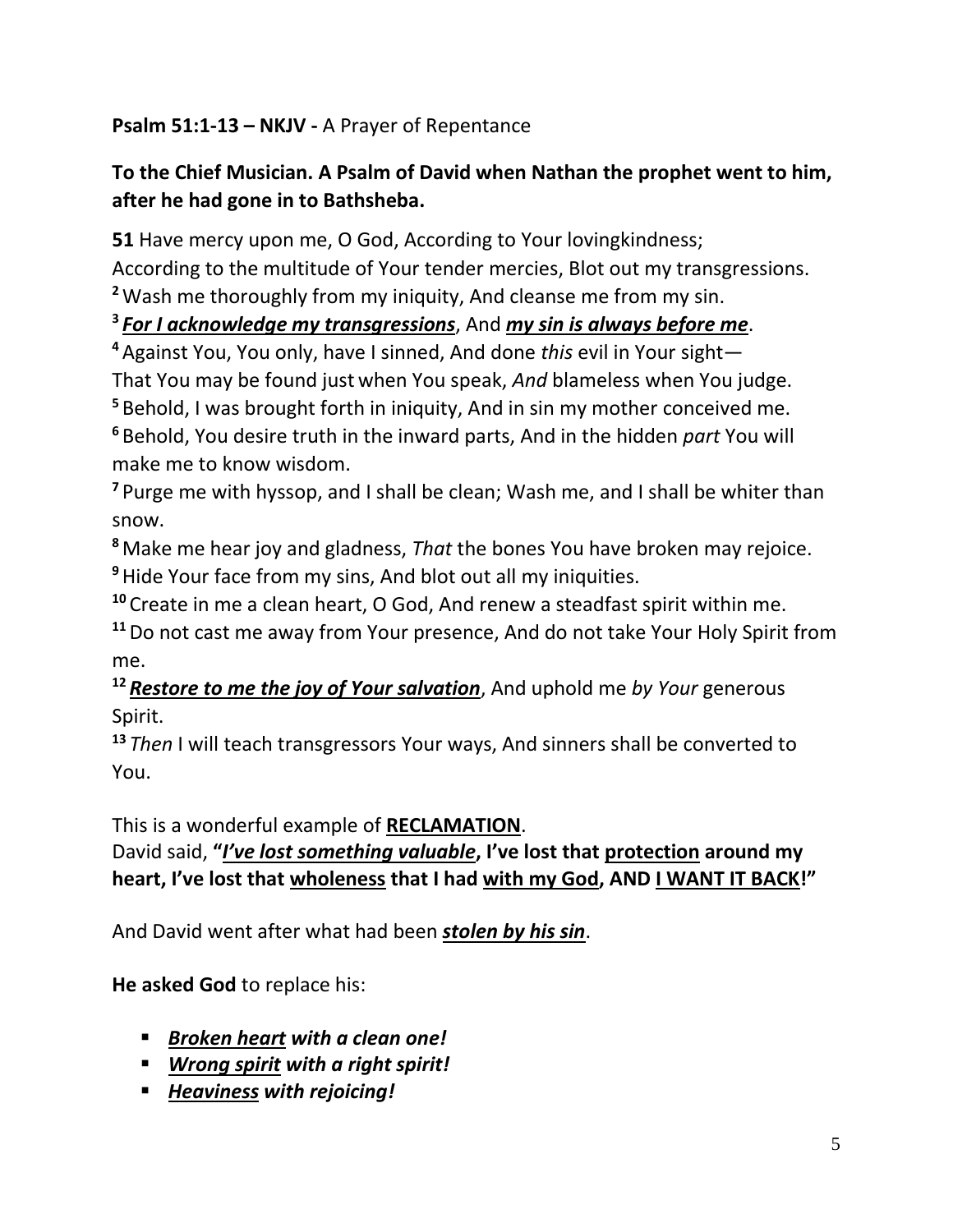**Psalm 51:1-13 – NKJV -** A Prayer of Repentance

**To the Chief Musician. A Psalm of David when Nathan the prophet went to him, after he had gone in to Bathsheba.**

**51** Have mercy upon me, O God, According to Your lovingkindness;
According to the multitude of Your tender mercies, Blot out my transgressions.
**2** Wash me thoroughly from my iniquity, And cleanse me from my sin.
**3** ***<u>For I acknowledge my transgressions</u>***, And ***<u>my sin is always before me</u>***.
**4** Against You, You only, have I sinned, And done *this* evil in Your sight—
That You may be found just when You speak, *And* blameless when You judge.
**5** Behold, I was brought forth in iniquity, And in sin my mother conceived me.
**6** Behold, You desire truth in the inward parts, And in the hidden *part* You will make me to know wisdom.
**7** Purge me with hyssop, and I shall be clean; Wash me, and I shall be whiter than snow.
**8** Make me hear joy and gladness, *That* the bones You have broken may rejoice.
**9** Hide Your face from my sins, And blot out all my iniquities.
**10** Create in me a clean heart, O God, And renew a steadfast spirit within me.
**11** Do not cast me away from Your presence, And do not take Your Holy Spirit from me.
**12** ***<u>Restore to me the joy of Your salvation</u>***, And uphold me *by Your* generous Spirit.
**13** *Then* I will teach transgressors Your ways, And sinners shall be converted to You.

This is a wonderful example of **<u>RECLAMATION</u>**.
David said, **"*<u>I've lost something valuable</u>*, I've lost that <u>protection</u> around my heart, I've lost that <u>wholeness</u> that I had <u>with my God</u>, AND <u>I WANT IT BACK</u>!"**

And David went after what had been ***<u>stolen by his sin</u>***.

**He asked God** to replace his:

- ***<u>Broken heart</u> with a clean one!***
- ***<u>Wrong spirit</u> with a right spirit!***
- ***<u>Heaviness</u> with rejoicing!***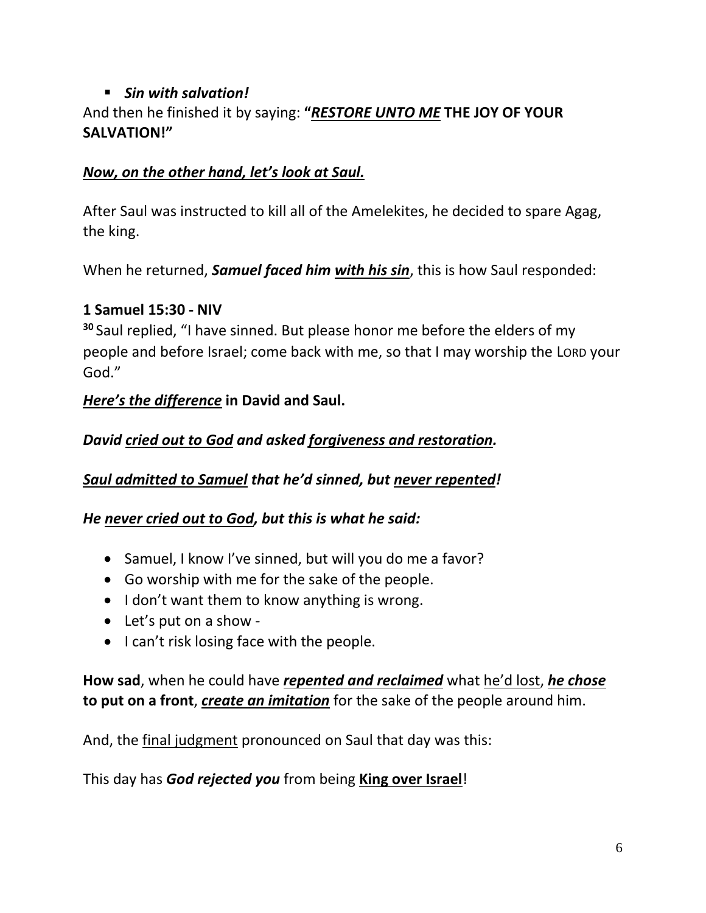- ***Sin with salvation!***

And then he finished it by saying: **"*RESTORE UNTO ME* THE JOY OF YOUR SALVATION!"**

***Now, on the other hand, let's look at Saul.***

After Saul was instructed to kill all of the Amelekites, he decided to spare Agag, the king.

When he returned, ***Samuel faced him with his sin***, this is how Saul responded:

**1 Samuel 15:30 - NIV**

**30** Saul replied, "I have sinned. But please honor me before the elders of my people and before Israel; come back with me, so that I may worship the LORD your God."

***Here's the difference* in David and Saul.**

***David cried out to God and asked forgiveness and restoration.***

***Saul admitted to Samuel that he'd sinned, but never repented!***

***He never cried out to God, but this is what he said:***

- Samuel, I know I've sinned, but will you do me a favor?
- Go worship with me for the sake of the people.
- I don't want them to know anything is wrong.
- Let's put on a show -
- I can't risk losing face with the people.

**How sad**, when he could have ***repented and reclaimed*** what he'd lost, ***he chose* to put on a front**, ***create an imitation*** for the sake of the people around him.

And, the final judgment pronounced on Saul that day was this:

This day has ***God rejected you*** from being **King over Israel**!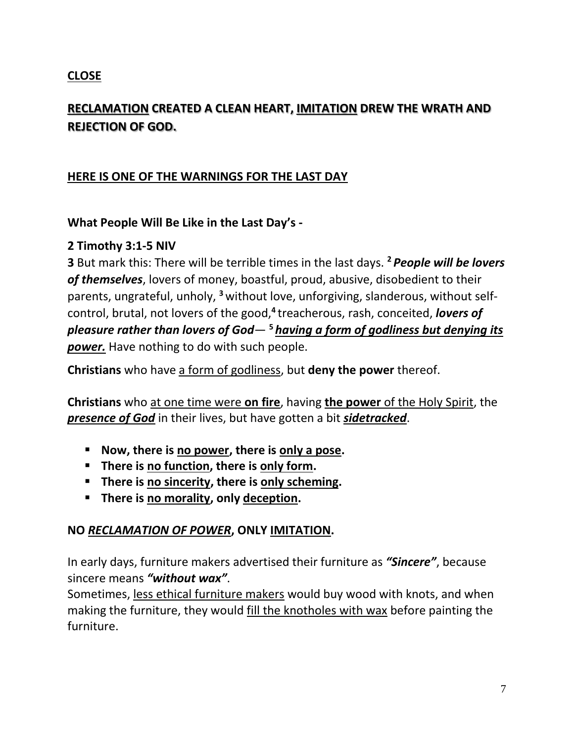**<u>CLOSE</u>**

**<u>RECLAMATION</u> CREATED A CLEAN HEART, <u>IMITATION</u> DREW THE WRATH AND <u>REJECTION OF GOD.</u>**

**<u>HERE IS ONE OF THE WARNINGS FOR THE LAST DAY</u>**

**What People Will Be Like in the Last Day's -**

**2 Timothy 3:1-5 NIV**

**3** But mark this: There will be terrible times in the last days. [2] ***People will be lovers of themselves***, lovers of money, boastful, proud, abusive, disobedient to their parents, ungrateful, unholy, [3] without love, unforgiving, slanderous, without self-control, brutal, not lovers of the good,[4] treacherous, rash, conceited, ***lovers of pleasure rather than lovers of God***— [5] ***<u>having a form of godliness but denying its power.</u>*** Have nothing to do with such people.

**Christians** who have <u>a form of godliness</u>, but **deny the power** thereof.

**Christians** who <u>at one time were **on fire**</u>, having **<u>the power</u>** <u>of the Holy Spirit</u>, the ***<u>presence of God</u>*** in their lives, but have gotten a bit ***<u>sidetracked</u>***.

- **Now, there is <u>no power</u>, there is <u>only a pose</u>.**
- **There is <u>no function</u>, there is <u>only form</u>.**
- **There is <u>no sincerity</u>, there is <u>only scheming</u>.**
- **There is <u>no morality</u>, only <u>deception</u>.**

**NO *<u>RECLAMATION OF POWER</u>*, ONLY <u>IMITATION</u>.**

In early days, furniture makers advertised their furniture as ***"Sincere"***, because sincere means ***"without wax"***.
Sometimes, <u>less ethical furniture makers</u> would buy wood with knots, and when making the furniture, they would <u>fill the knotholes with wax</u> before painting the furniture.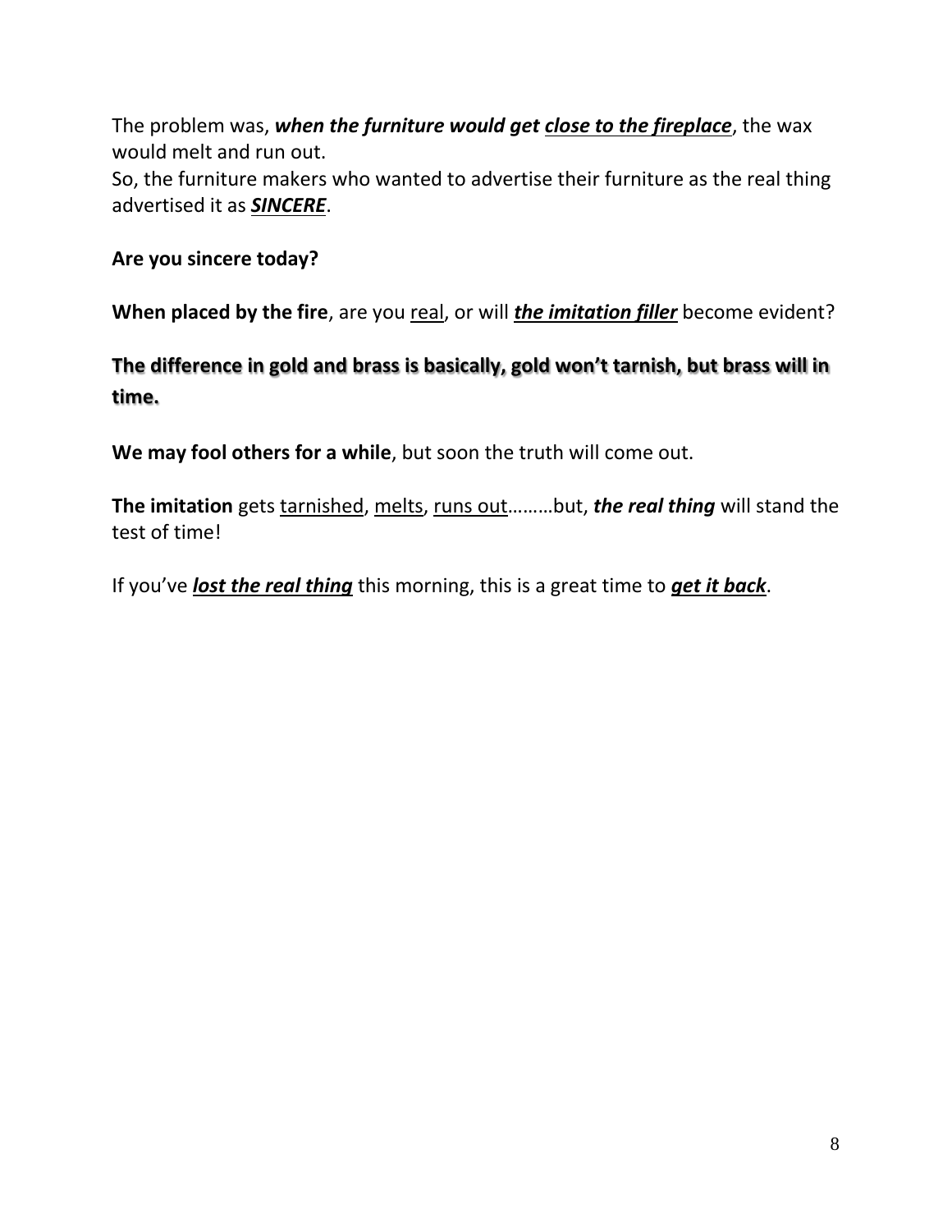The problem was, ***when the furniture would get <u>close to the fireplace</u>***, the wax would melt and run out.
So, the furniture makers who wanted to advertise their furniture as the real thing advertised it as ***<u>SINCERE</u>***.

**Are you sincere today?**

**When placed by the fire**, are you <u>real</u>, or will ***<u>the imitation filler</u>*** become evident?

**The difference in gold and brass is basically, gold won't tarnish, but brass will in time.**

**We may fool others for a while**, but soon the truth will come out.

**The imitation** gets <u>tarnished</u>, <u>melts</u>, <u>runs out</u>………but, ***the real thing*** will stand the test of time!

If you've ***<u>lost the real thing</u>*** this morning, this is a great time to ***<u>get it back</u>***.